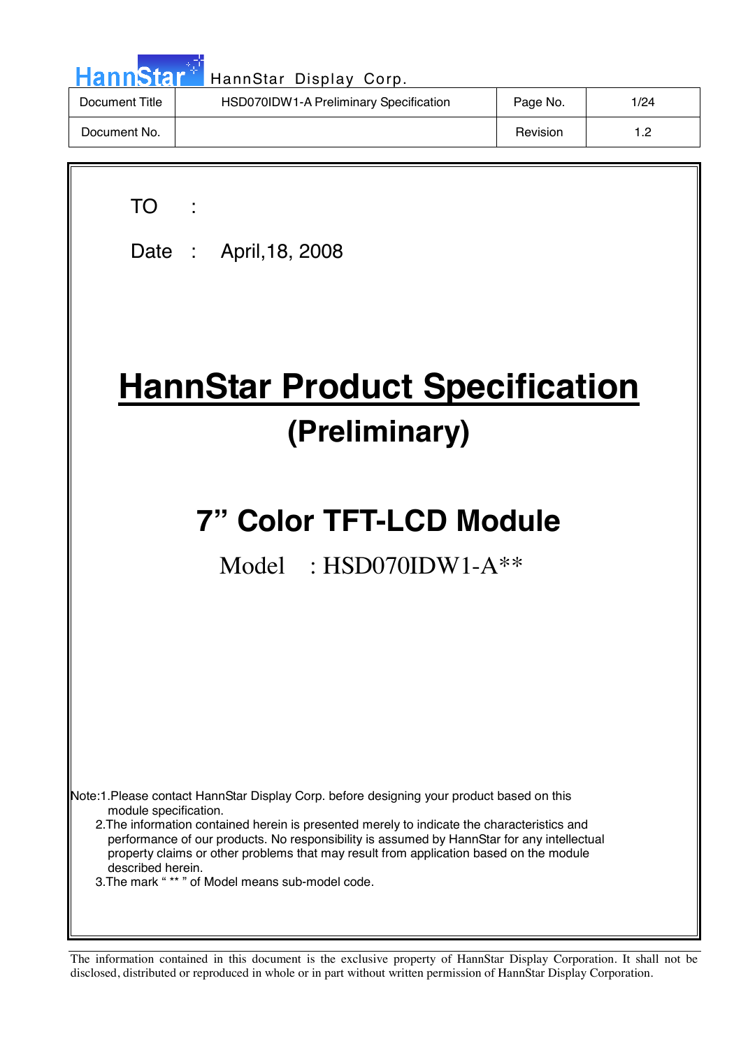| Document Title | HSD070IDW1-A Preliminary Specification | Page No. | 1/24 |
| --- | --- | --- | --- |
| Document No. | | Revision | 1.2 |

TO :

Date : April,18, 2008

# HannStar Product Specification

## (Preliminary)

## 7” Color TFT-LCD Module

Model : HSD070IDW1-A**

Note:1.Please contact HannStar Display Corp. before designing your product based on this module specification.

2.The information contained herein is presented merely to indicate the characteristics and performance of our products. No responsibility is assumed by HannStar for any intellectual property claims or other problems that may result from application based on the module described herein.

3.The mark “ ** ” of Model means sub-model code.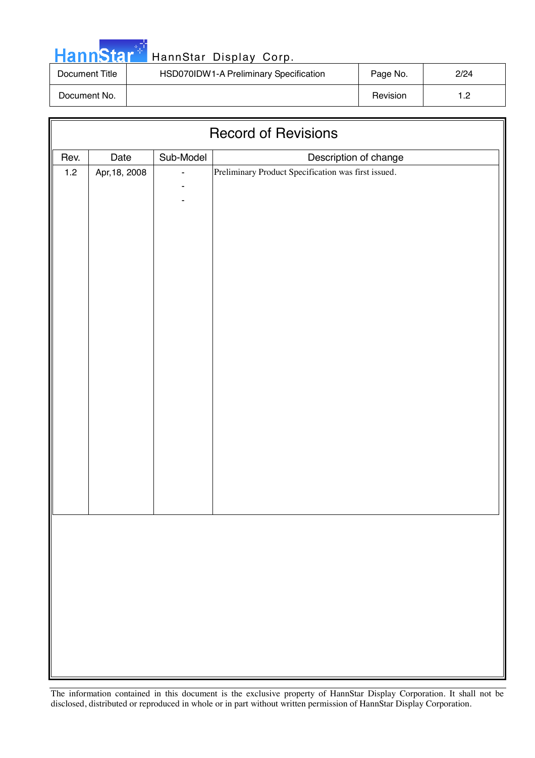# Record of Revisions

| Rev. | Date | Sub-Model | Description of change |
|---|---|---|---|
| 1.2 | Apr,18, 2008 | - | Preliminary Product Specification was first issued. |
| | | - | |
| | | - | |

The information contained in this document is the exclusive property of HannStar Display Corporation. It shall not be disclosed, distributed or reproduced in whole or in part without written permission of HannStar Display Corporation.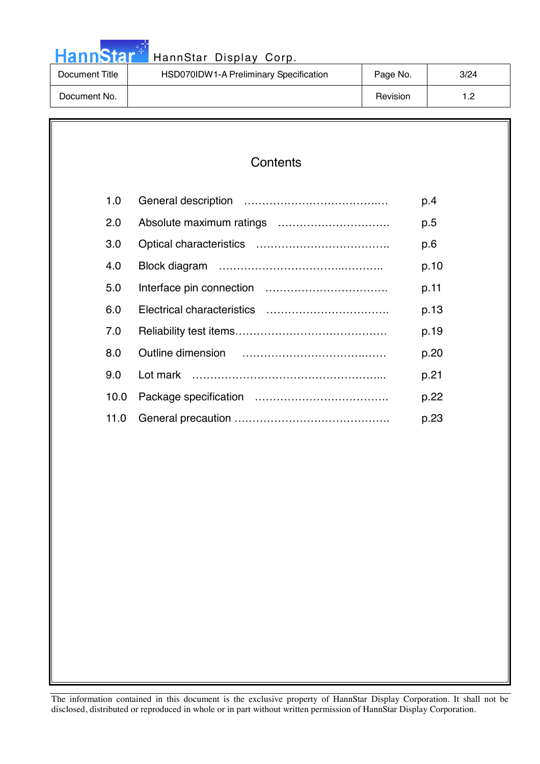# Contents

| | | |
|---|---|---|
| 1.0 | General description | p.4 |
| 2.0 | Absolute maximum ratings | p.5 |
| 3.0 | Optical characteristics | p.6 |
| 4.0 | Block diagram | p.10 |
| 5.0 | Interface pin connection | p.11 |
| 6.0 | Electrical characteristics | p.13 |
| 7.0 | Reliability test items | p.19 |
| 8.0 | Outline dimension | p.20 |
| 9.0 | Lot mark | p.21 |
| 10.0 | Package specification | p.22 |
| 11.0 | General precaution | p.23 |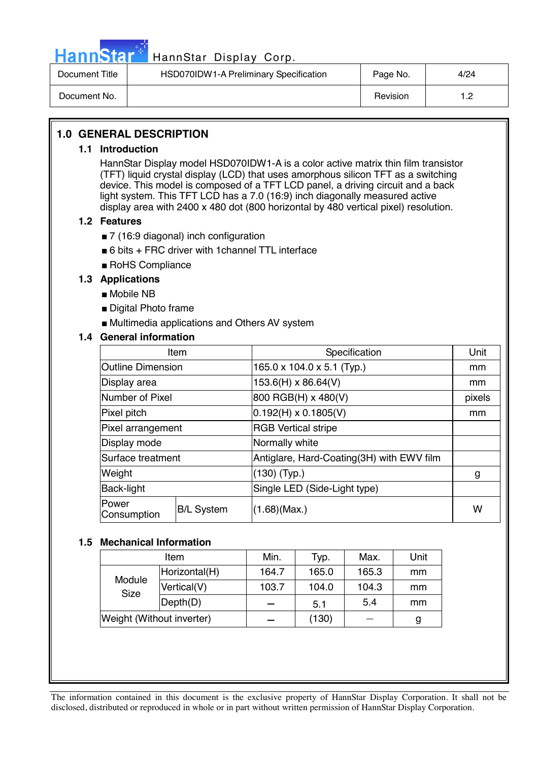## 1.0 GENERAL DESCRIPTION

### 1.1 Introduction

HannStar Display model HSD070IDW1-A is a color active matrix thin film transistor (TFT) liquid crystal display (LCD) that uses amorphous silicon TFT as a switching device. This model is composed of a TFT LCD panel, a driving circuit and a back light system. This TFT LCD has a 7.0 (16:9) inch diagonally measured active display area with 2400 x 480 dot (800 horizontal by 480 vertical pixel) resolution.

### 1.2 Features

- 7 (16:9 diagonal) inch configuration
- 6 bits + FRC driver with 1channel TTL interface
- RoHS Compliance

### 1.3 Applications

- Mobile NB
- Digital Photo frame
- Multimedia applications and Others AV system

### 1.4 General information

| Item | | Specification | Unit |
|---|---|---|---|
| Outline Dimension | | 165.0 x 104.0 x 5.1 (Typ.) | mm |
| Display area | | 153.6(H) x 86.64(V) | mm |
| Number of Pixel | | 800 RGB(H) x 480(V) | pixels |
| Pixel pitch | | 0.192(H) x 0.1805(V) | mm |
| Pixel arrangement | | RGB Vertical stripe | |
| Display mode | | Normally white | |
| Surface treatment | | Antiglare, Hard-Coating(3H) with EWV film | |
| Weight | | (130) (Typ.) | g |
| Back-light | | Single LED (Side-Light type) | |
| Power Consumption | B/L System | (1.68)(Max.) | W |

### 1.5 Mechanical Information

| Item | | Min. | Typ. | Max. | Unit |
|---|---|---|---|---|---|
| Module Size | Horizontal(H) | 164.7 | 165.0 | 165.3 | mm |
| | Vertical(V) | 103.7 | 104.0 | 104.3 | mm |
| | Depth(D) | – | 5.1 | 5.4 | mm |
| Weight (Without inverter) | | – | (130) | – | g |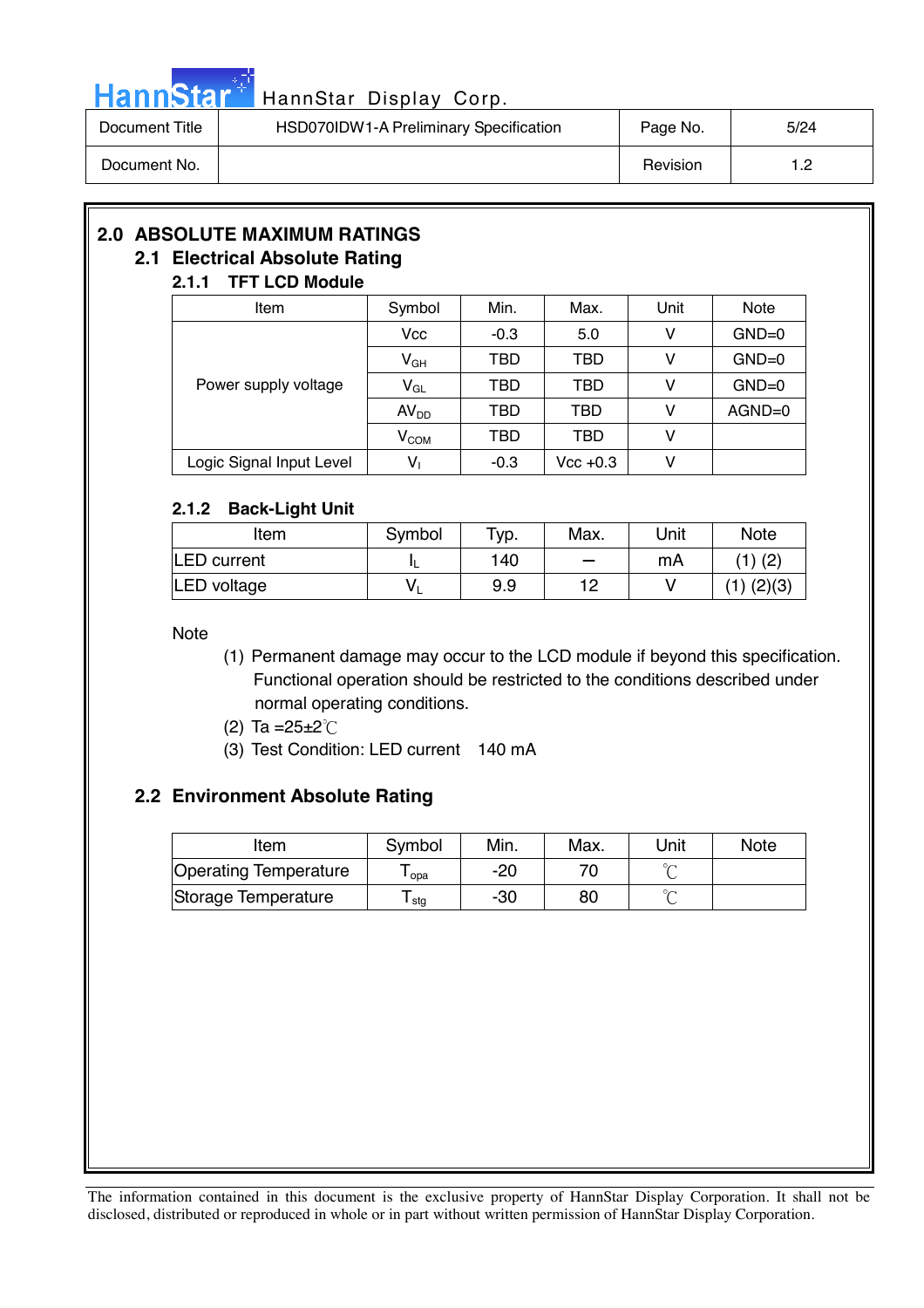## 2.0 ABSOLUTE MAXIMUM RATINGS

### 2.1 Electrical Absolute Rating

#### 2.1.1 TFT LCD Module

| Item | Symbol | Min. | Max. | Unit | Note |
|---|---|---|---|---|---|
| Power supply voltage | Vcc | -0.3 | 5.0 | V | GND=0 |
| | $V_{GH}$ | TBD | TBD | V | GND=0 |
| | $V_{GL}$ | TBD | TBD | V | GND=0 |
| | $AV_{DD}$ | TBD | TBD | V | AGND=0 |
| | $V_{COM}$ | TBD | TBD | V | |
| Logic Signal Input Level | $V_I$ | -0.3 | Vcc +0.3 | V | |

#### 2.1.2 Back-Light Unit

| Item | Symbol | Typ. | Max. | Unit | Note |
|---|---|---|---|---|---|
| LED current | $I_L$ | 140 | – | mA | (1) (2) |
| LED voltage | $V_L$ | 9.9 | 12 | V | (1) (2)(3) |

Note

(1) Permanent damage may occur to the LCD module if beyond this specification. Functional operation should be restricted to the conditions described under normal operating conditions.

(2) Ta =25±2℃

(3) Test Condition: LED current 140 mA

### 2.2 Environment Absolute Rating

| Item | Symbol | Min. | Max. | Unit | Note |
|---|---|---|---|---|---|
| Operating Temperature | $T_{opa}$ | -20 | 70 | ℃ | |
| Storage Temperature | $T_{stg}$ | -30 | 80 | ℃ | |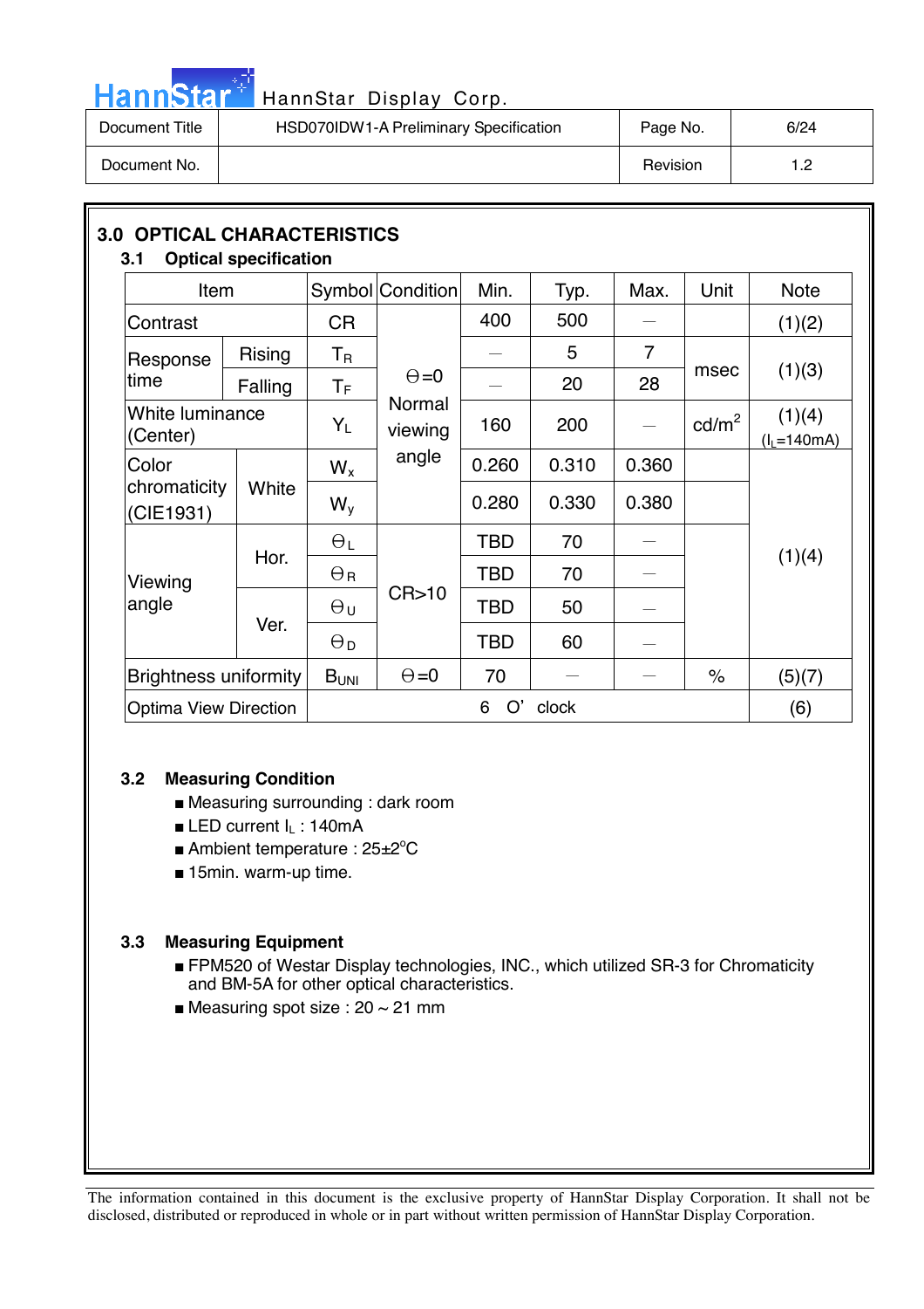## 3.0 OPTICAL CHARACTERISTICS

### 3.1 Optical specification

| Item | | Symbol | Condition | Min. | Typ. | Max. | Unit | Note |
|---|---|---|---|---|---|---|---|---|
| Contrast | | CR | Θ=0 Normal viewing angle | 400 | 500 | — | | (1)(2) |
| Response time | Rising | $T_R$ | | — | 5 | 7 | msec | (1)(3) |
| | Falling | $T_F$ | | — | 20 | 28 | | |
| White luminance (Center) | | $Y_L$ | | 160 | 200 | — | cd/m² | (1)(4) ($I_L$=140mA) |
| Color chromaticity (CIE1931) | White | $W_x$ | | 0.260 | 0.310 | 0.360 | | (1)(4) |
| | | $W_y$ | | 0.280 | 0.330 | 0.380 | | |
| Viewing angle | Hor. | $\Theta_L$ | CR>10 | TBD | 70 | — | | |
| | | $\Theta_R$ | | TBD | 70 | — | | |
| | Ver. | $\Theta_U$ | | TBD | 50 | — | | |
| | | $\Theta_D$ | | TBD | 60 | — | | |
| Brightness uniformity | | $B_{UNI}$ | Θ=0 | 70 | — | — | % | (5)(7) |
| Optima View Direction | | 6 O' clock | | | | | | (6) |

### 3.2 Measuring Condition

- Measuring surrounding : dark room
- LED current $I_L$ : 140mA
- Ambient temperature : 25±2°C
- 15min. warm-up time.

### 3.3 Measuring Equipment

- FPM520 of Westar Display technologies, INC., which utilized SR-3 for Chromaticity and BM-5A for other optical characteristics.
- Measuring spot size : 20 ~ 21 mm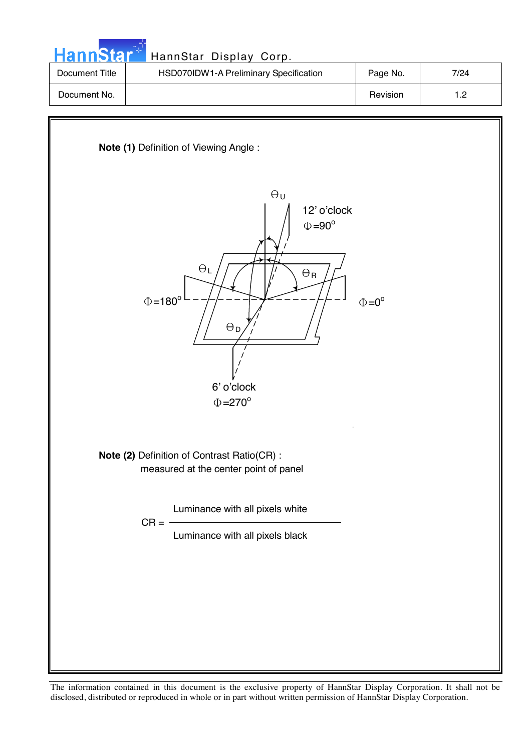**Note (1)** Definition of Viewing Angle :

$\Theta_U$

12' o'clock

$\Phi=90^o$

$\Theta_L$

$\Theta_R$

$\Phi=180^o$

$\Phi=0^o$

$\Theta_D$

6' o'clock

$\Phi=270^o$

**Note (2)** Definition of Contrast Ratio(CR) :
measured at the center point of panel

$$CR = \frac{\text{Luminance with all pixels white}}{\text{Luminance with all pixels black}}$$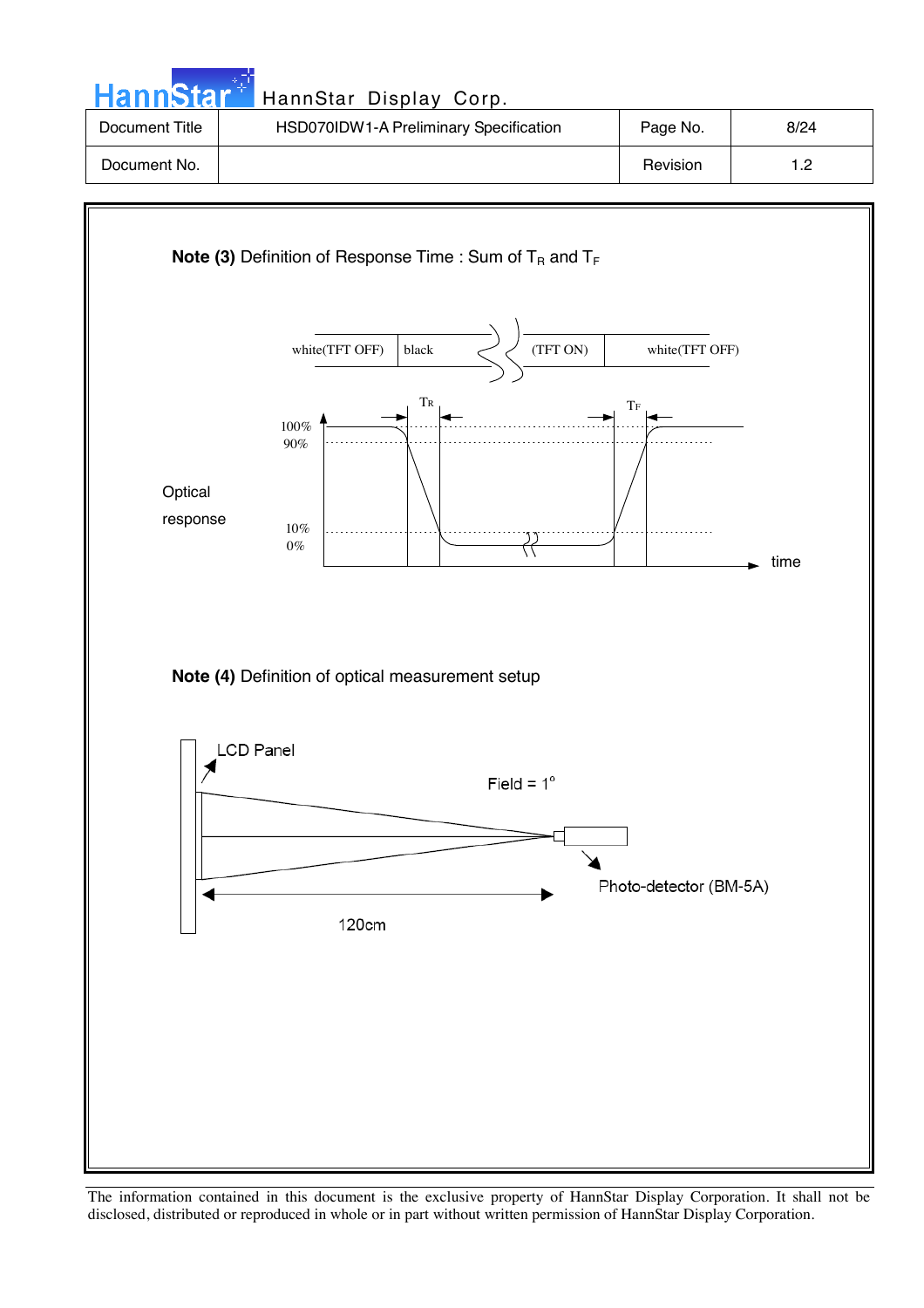**Note (3)** Definition of Response Time : Sum of $T_R$ and $T_F$

white(TFT OFF) | black | (TFT ON) | white(TFT OFF)

$T_R$ $T_F$

100%
90%

Optical
response

10%
0%

time

**Note (4)** Definition of optical measurement setup

LCD Panel

Field = 1°

Photo-detector (BM-5A)

120cm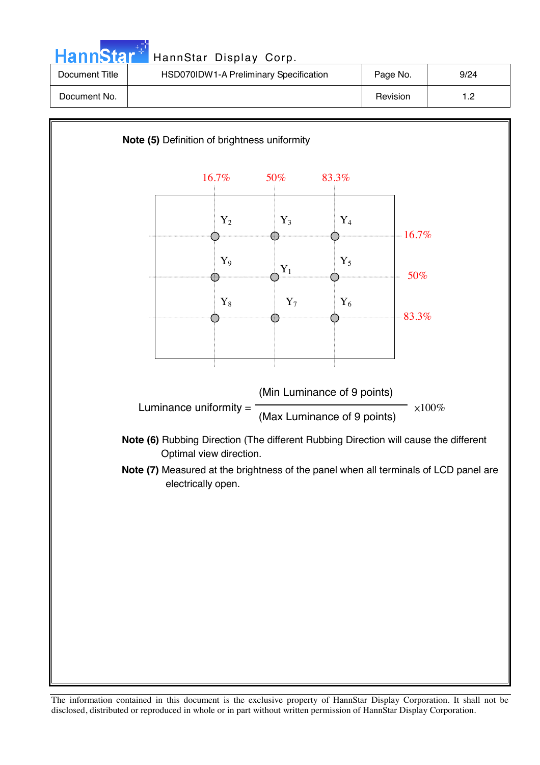**Note (5)** Definition of brightness uniformity

16.7% 50% 83.3%

| | 16.7% | 50% | 83.3% |
|---|---|---|---|
| 16.7% | $Y_2$ | $Y_3$ | $Y_4$ |
| 50% | $Y_9$ | $Y_1$ | $Y_5$ |
| 83.3% | $Y_8$ | $Y_7$ | $Y_6$ |

$$\text{Luminance uniformity} = \frac{\text{(Min Luminance of 9 points)}}{\text{(Max Luminance of 9 points)}} \times 100\%$$

**Note (6)** Rubbing Direction (The different Rubbing Direction will cause the different Optimal view direction.

**Note (7)** Measured at the brightness of the panel when all terminals of LCD panel are electrically open.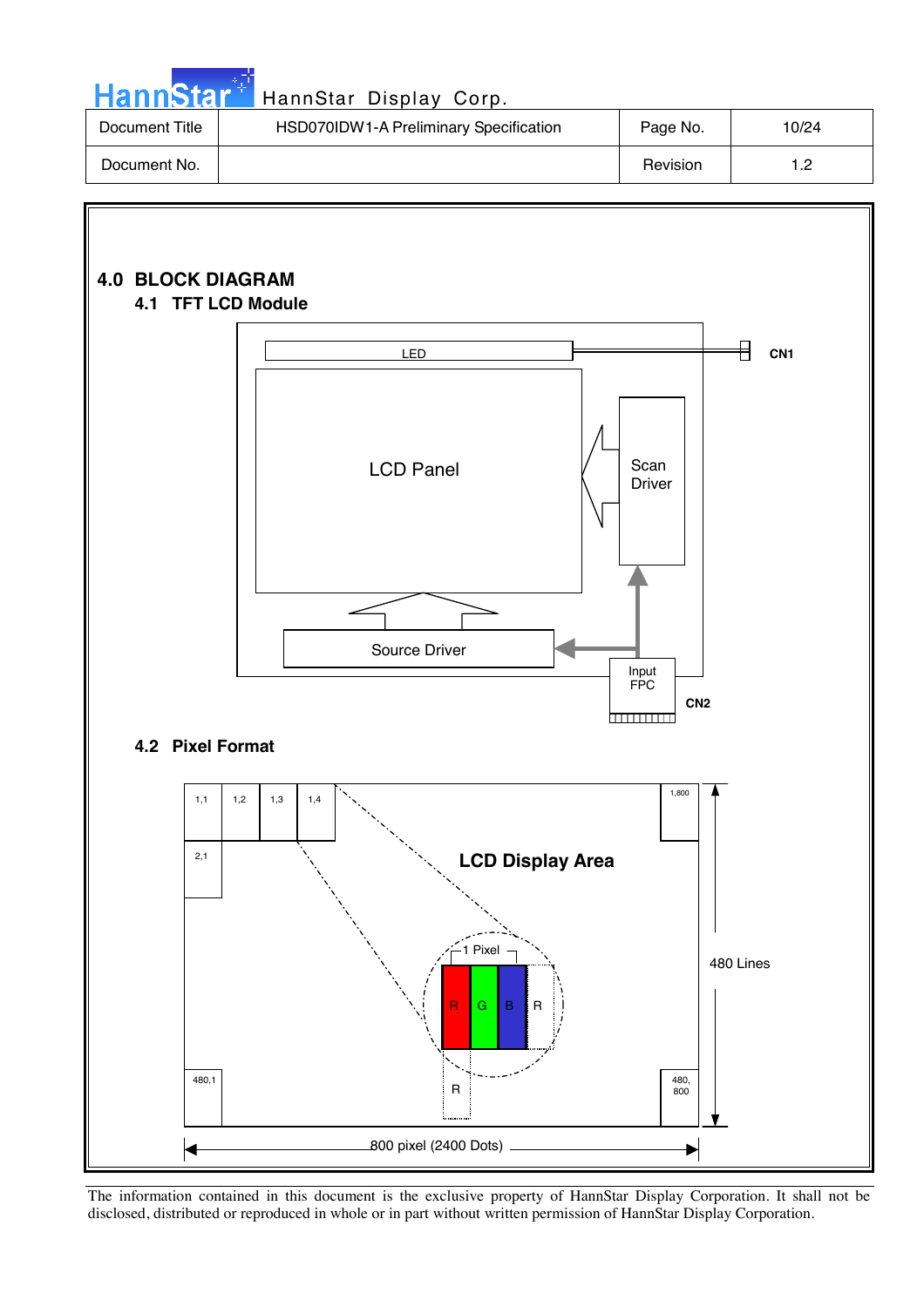## 4.0 BLOCK DIAGRAM

### 4.1 TFT LCD Module

LED

CN1

LCD Panel

Scan Driver

Source Driver

Input FPC

CN2

### 4.2 Pixel Format

1,1 1,2 1,3 1,4 1,800

2,1

LCD Display Area

1 Pixel

R G B R

R

480,1 480, 800

480 Lines

800 pixel (2400 Dots)

The information contained in this document is the exclusive property of HannStar Display Corporation. It shall not be disclosed, distributed or reproduced in whole or in part without written permission of HannStar Display Corporation.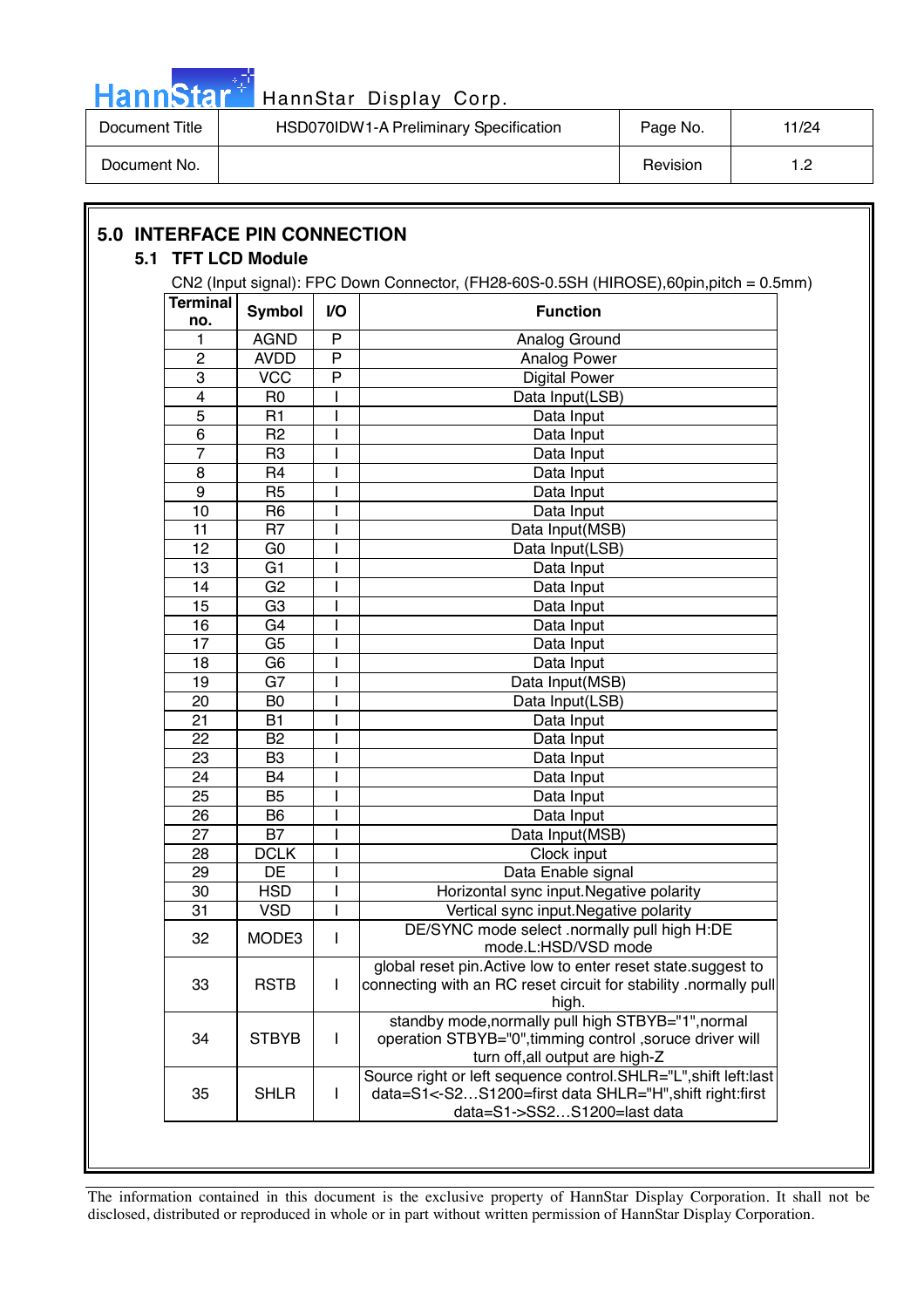## 5.0 INTERFACE PIN CONNECTION

### 5.1 TFT LCD Module

CN2 (Input signal): FPC Down Connector, (FH28-60S-0.5SH (HIROSE),60pin,pitch = 0.5mm)

| Terminal no. | Symbol | I/O | Function |
|---|---|---|---|
| 1 | AGND | P | Analog Ground |
| 2 | AVDD | P | Analog Power |
| 3 | VCC | P | Digital Power |
| 4 | R0 | I | Data Input(LSB) |
| 5 | R1 | I | Data Input |
| 6 | R2 | I | Data Input |
| 7 | R3 | I | Data Input |
| 8 | R4 | I | Data Input |
| 9 | R5 | I | Data Input |
| 10 | R6 | I | Data Input |
| 11 | R7 | I | Data Input(MSB) |
| 12 | G0 | I | Data Input(LSB) |
| 13 | G1 | I | Data Input |
| 14 | G2 | I | Data Input |
| 15 | G3 | I | Data Input |
| 16 | G4 | I | Data Input |
| 17 | G5 | I | Data Input |
| 18 | G6 | I | Data Input |
| 19 | G7 | I | Data Input(MSB) |
| 20 | B0 | I | Data Input(LSB) |
| 21 | B1 | I | Data Input |
| 22 | B2 | I | Data Input |
| 23 | B3 | I | Data Input |
| 24 | B4 | I | Data Input |
| 25 | B5 | I | Data Input |
| 26 | B6 | I | Data Input |
| 27 | B7 | I | Data Input(MSB) |
| 28 | DCLK | I | Clock input |
| 29 | DE | I | Data Enable signal |
| 30 | HSD | I | Horizontal sync input.Negative polarity |
| 31 | VSD | I | Vertical sync input.Negative polarity |
| 32 | MODE3 | I | DE/SYNC mode select .normally pull high H:DE mode.L:HSD/VSD mode |
| 33 | RSTB | I | global reset pin.Active low to enter reset state.suggest to connecting with an RC reset circuit for stability .normally pull high. |
| 34 | STBYB | I | standby mode,normally pull high STBYB="1",normal operation STBYB="0",timming control ,soruce driver will turn off,all output are high-Z |
| 35 | SHLR | I | Source right or left sequence control.SHLR="L",shift left:last data=S1<-S2…S1200=first data SHLR="H",shift right:first data=S1->SS2…S1200=last data |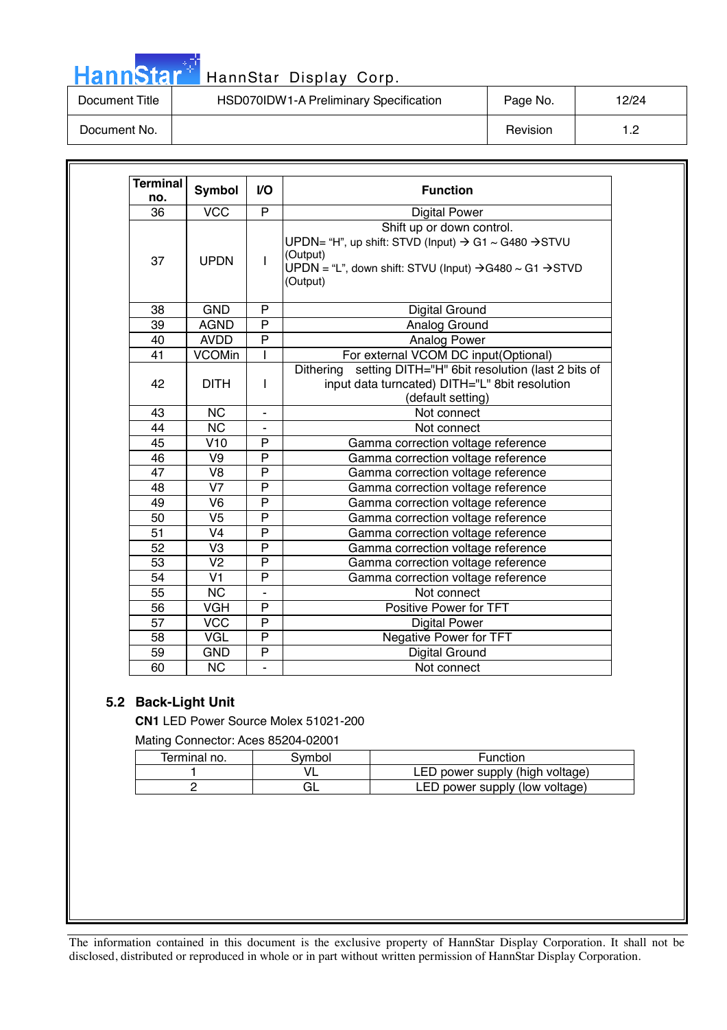| Terminal no. | Symbol | I/O | Function |
|---|---|---|---|
| 36 | VCC | P | Digital Power |
| 37 | UPDN | I | Shift up or down control.<br>UPDN= "H", up shift: STVD (Input) → G1 ~ G480 →STVU (Output)<br>UPDN = "L", down shift: STVU (Input) →G480 ~ G1 →STVD (Output) |
| 38 | GND | P | Digital Ground |
| 39 | AGND | P | Analog Ground |
| 40 | AVDD | P | Analog Power |
| 41 | VCOMin | I | For external VCOM DC input(Optional) |
| 42 | DITH | I | Dithering setting DITH="H" 6bit resolution (last 2 bits of input data turncated) DITH="L" 8bit resolution (default setting) |
| 43 | NC | - | Not connect |
| 44 | NC | - | Not connect |
| 45 | V10 | P | Gamma correction voltage reference |
| 46 | V9 | P | Gamma correction voltage reference |
| 47 | V8 | P | Gamma correction voltage reference |
| 48 | V7 | P | Gamma correction voltage reference |
| 49 | V6 | P | Gamma correction voltage reference |
| 50 | V5 | P | Gamma correction voltage reference |
| 51 | V4 | P | Gamma correction voltage reference |
| 52 | V3 | P | Gamma correction voltage reference |
| 53 | V2 | P | Gamma correction voltage reference |
| 54 | V1 | P | Gamma correction voltage reference |
| 55 | NC | - | Not connect |
| 56 | VGH | P | Positive Power for TFT |
| 57 | VCC | P | Digital Power |
| 58 | VGL | P | Negative Power for TFT |
| 59 | GND | P | Digital Ground |
| 60 | NC | - | Not connect |

### 5.2 Back-Light Unit

**CN1** LED Power Source Molex 51021-200

Mating Connector: Aces 85204-02001

| Terminal no. | Symbol | Function |
|---|---|---|
| 1 | VL | LED power supply (high voltage) |
| 2 | GL | LED power supply (low voltage) |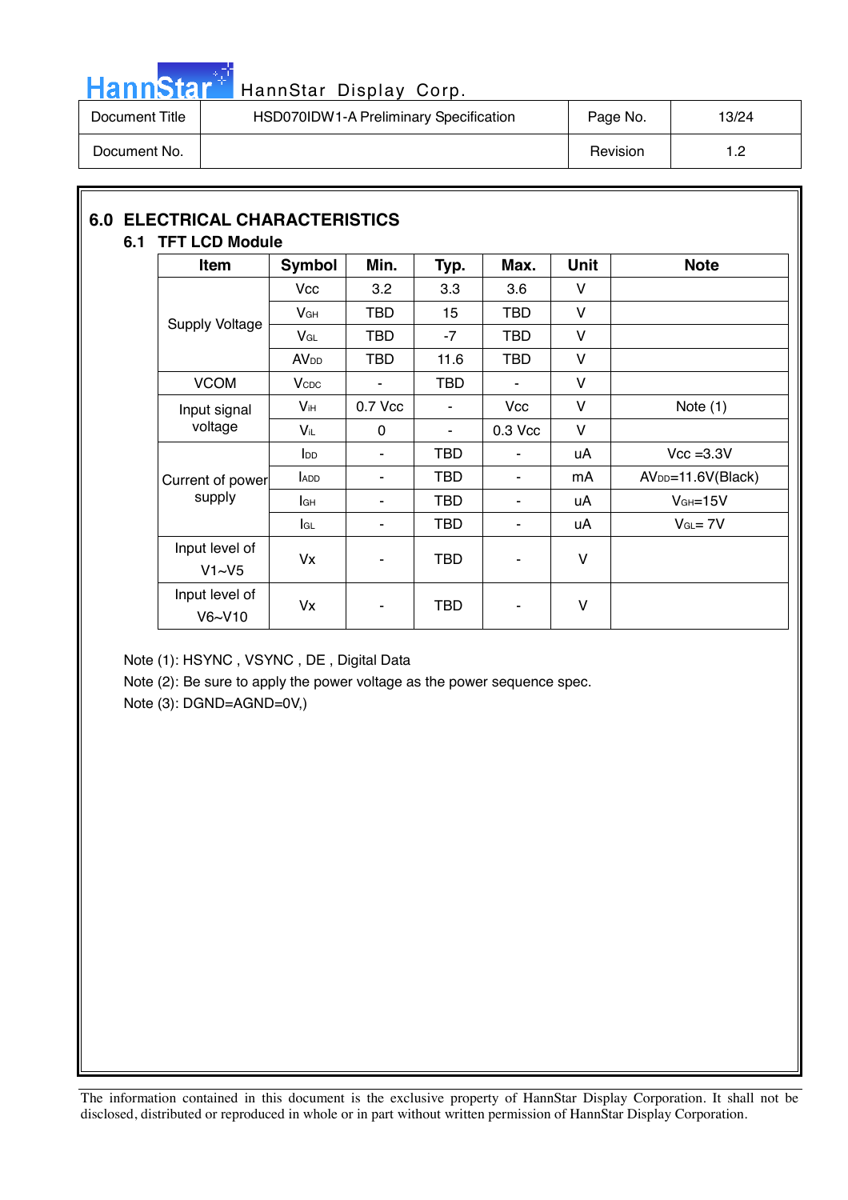## 6.0 ELECTRICAL CHARACTERISTICS

### 6.1 TFT LCD Module

| Item | Symbol | Min. | Typ. | Max. | Unit | Note |
|---|---|---|---|---|---|---|
| Supply Voltage | Vcc | 3.2 | 3.3 | 3.6 | V | |
| | $V_{GH}$ | TBD | 15 | TBD | V | |
| | $V_{GL}$ | TBD | -7 | TBD | V | |
| | $AV_{DD}$ | TBD | 11.6 | TBD | V | |
| VCOM | $V_{CDC}$ | - | TBD | - | V | |
| Input signal voltage | $V_{IH}$ | 0.7 Vcc | - | Vcc | V | Note (1) |
| | $V_{IL}$ | 0 | - | 0.3 Vcc | V | |
| Current of power supply | $I_{DD}$ | - | TBD | - | uA | Vcc =3.3V |
| | $I_{ADD}$ | - | TBD | - | mA | $AV_{DD}$=11.6V(Black) |
| | $I_{GH}$ | - | TBD | - | uA | $V_{GH}$=15V |
| | $I_{GL}$ | - | TBD | - | uA | $V_{GL}$= 7V |
| Input level of V1~V5 | Vx | - | TBD | - | V | |
| Input level of V6~V10 | Vx | - | TBD | - | V | |

Note (1): HSYNC , VSYNC , DE , Digital Data

Note (2): Be sure to apply the power voltage as the power sequence spec.

Note (3): DGND=AGND=0V,)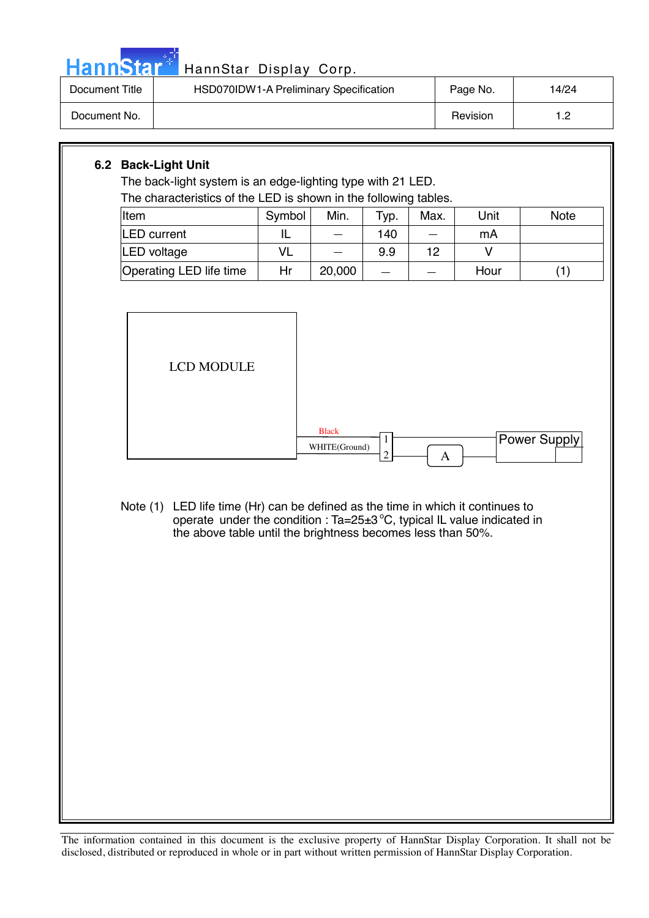## 6.2 Back-Light Unit

The back-light system is an edge-lighting type with 21 LED.

The characteristics of the LED is shown in the following tables.

| Item | Symbol | Min. | Typ. | Max. | Unit | Note |
|---|---|---|---|---|---|---|
| LED current | IL | — | 140 | — | mA | |
| LED voltage | VL | — | 9.9 | 12 | V | |
| Operating LED life time | Hr | 20,000 | — | — | Hour | (1) |

LCD MODULE

Black

WHITE(Ground)

1

2

A

Power Supply

Note (1) LED life time (Hr) can be defined as the time in which it continues to operate under the condition : Ta=25±3 °C, typical IL value indicated in the above table until the brightness becomes less than 50%.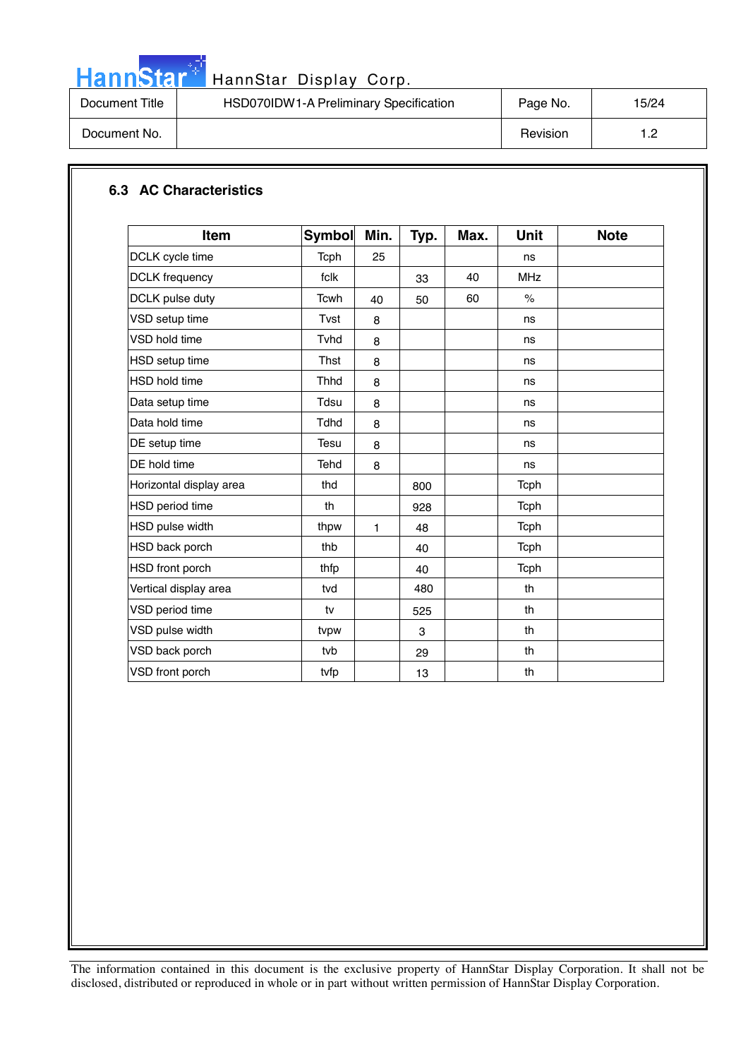## 6.3 AC Characteristics

| Item | Symbol | Min. | Typ. | Max. | Unit | Note |
|---|---|---|---|---|---|---|
| DCLK cycle time | Tcph | 25 | | | ns | |
| DCLK frequency | fclk | | 33 | 40 | MHz | |
| DCLK pulse duty | Tcwh | 40 | 50 | 60 | % | |
| VSD setup time | Tvst | 8 | | | ns | |
| VSD hold time | Tvhd | 8 | | | ns | |
| HSD setup time | Thst | 8 | | | ns | |
| HSD hold time | Thhd | 8 | | | ns | |
| Data setup time | Tdsu | 8 | | | ns | |
| Data hold time | Tdhd | 8 | | | ns | |
| DE setup time | Tesu | 8 | | | ns | |
| DE hold time | Tehd | 8 | | | ns | |
| Horizontal display area | thd | | 800 | | Tcph | |
| HSD period time | th | | 928 | | Tcph | |
| HSD pulse width | thpw | 1 | 48 | | Tcph | |
| HSD back porch | thb | | 40 | | Tcph | |
| HSD front porch | thfp | | 40 | | Tcph | |
| Vertical display area | tvd | | 480 | | th | |
| VSD period time | tv | | 525 | | th | |
| VSD pulse width | tvpw | | 3 | | th | |
| VSD back porch | tvb | | 29 | | th | |
| VSD front porch | tvfp | | 13 | | th | |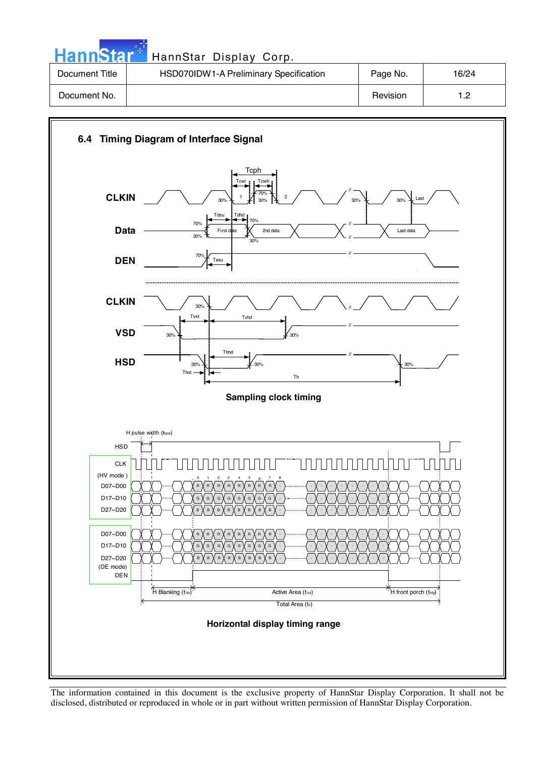## 6.4 Timing Diagram of Interface Signal

Tcph, Tcwl, Tcwh, Tdsu, Tdhd, Tesu

CLKIN, Data, DEN

First data, 2nd data, Last data

CLKIN, VSD, HSD

Tvst, Tvhd, Thhd, Thst, Th

**Sampling clock timing**

H pulse width ($t_{hpw}$)

HSD, CLK (HV mode), D07~D00, D17~D10, D27~D20

D07~D00, D17~D10, D27~D20 (DE mode), DEN

H Blanking ($t_{hb}$), Active Area ($t_{hd}$), H front porch ($t_{hfp}$)

Total Area ($t_h$)

**Horizontal display timing range**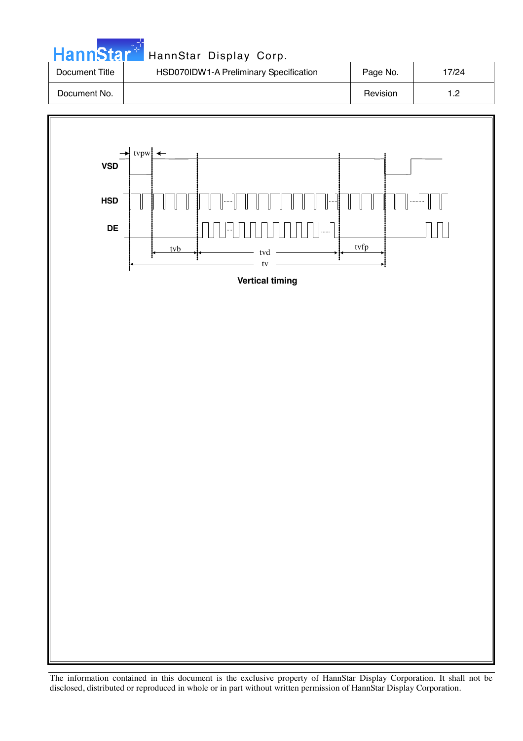VSD

HSD

DE

tvpw

tvb

tvd

tvfp

tv

**Vertical timing**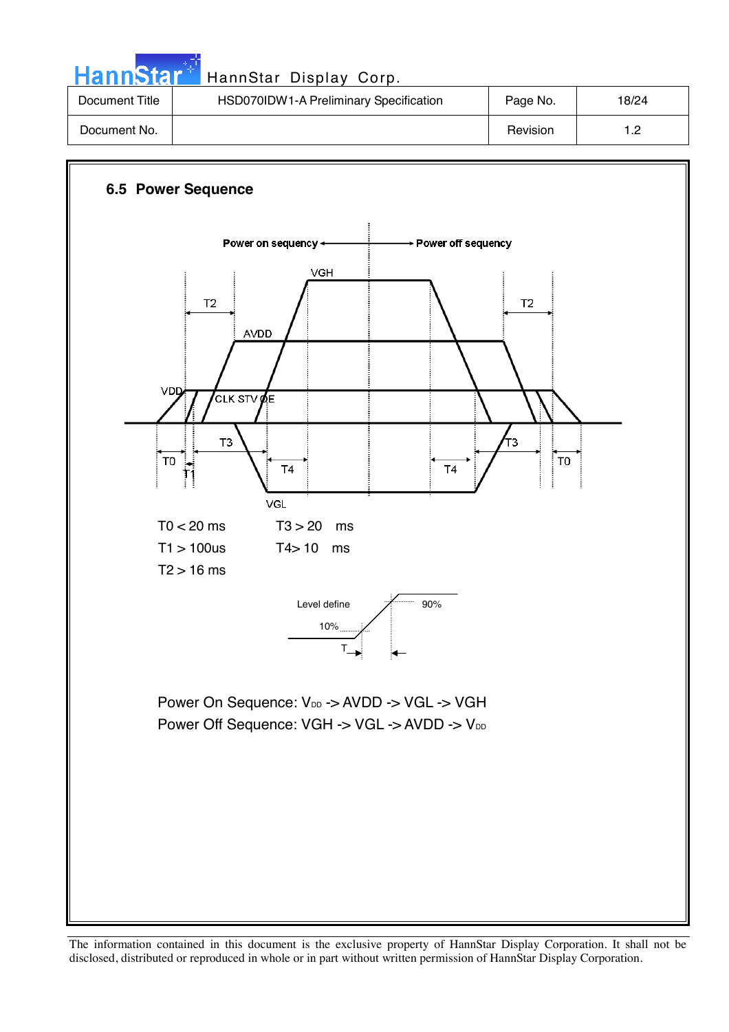## 6.5 Power Sequence

T0 < 20 ms　　T3 > 20 ms

T1 > 100us　　T4> 10 ms

T2 > 16 ms

Power On Sequence: $V_{DD}$ -> AVDD -> VGL -> VGH

Power Off Sequence: VGH -> VGL -> AVDD -> $V_{DD}$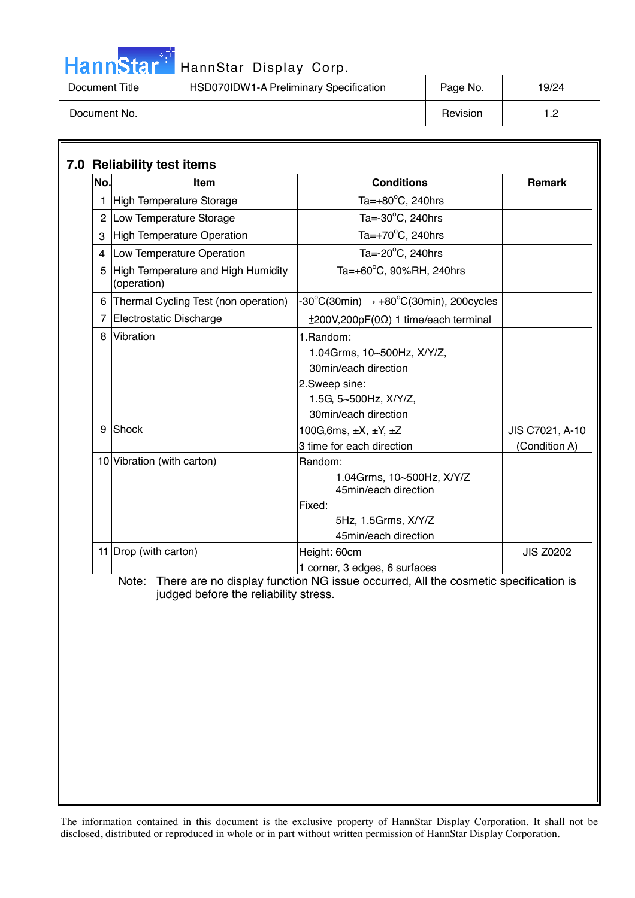## 7.0 Reliability test items

| No. | Item | Conditions | Remark |
|---|---|---|---|
| 1 | High Temperature Storage | Ta=+80°C, 240hrs | |
| 2 | Low Temperature Storage | Ta=-30°C, 240hrs | |
| 3 | High Temperature Operation | Ta=+70°C, 240hrs | |
| 4 | Low Temperature Operation | Ta=-20°C, 240hrs | |
| 5 | High Temperature and High Humidity (operation) | Ta=+60°C, 90%RH, 240hrs | |
| 6 | Thermal Cycling Test (non operation) | -30°C(30min) → +80°C(30min), 200cycles | |
| 7 | Electrostatic Discharge | ±200V,200pF(0Ω) 1 time/each terminal | |
| 8 | Vibration | 1.Random: 1.04Grms, 10~500Hz, X/Y/Z, 30min/each direction<br>2.Sweep sine: 1.5G, 5~500Hz, X/Y/Z, 30min/each direction | |
| 9 | Shock | 100G,6ms, ±X, ±Y, ±Z<br>3 time for each direction | JIS C7021, A-10 (Condition A) |
| 10 | Vibration (with carton) | Random: 1.04Grms, 10~500Hz, X/Y/Z 45min/each direction<br>Fixed: 5Hz, 1.5Grms, X/Y/Z 45min/each direction | |
| 11 | Drop (with carton) | Height: 60cm<br>1 corner, 3 edges, 6 surfaces | JIS Z0202 |

Note: There are no display function NG issue occurred, All the cosmetic specification is judged before the reliability stress.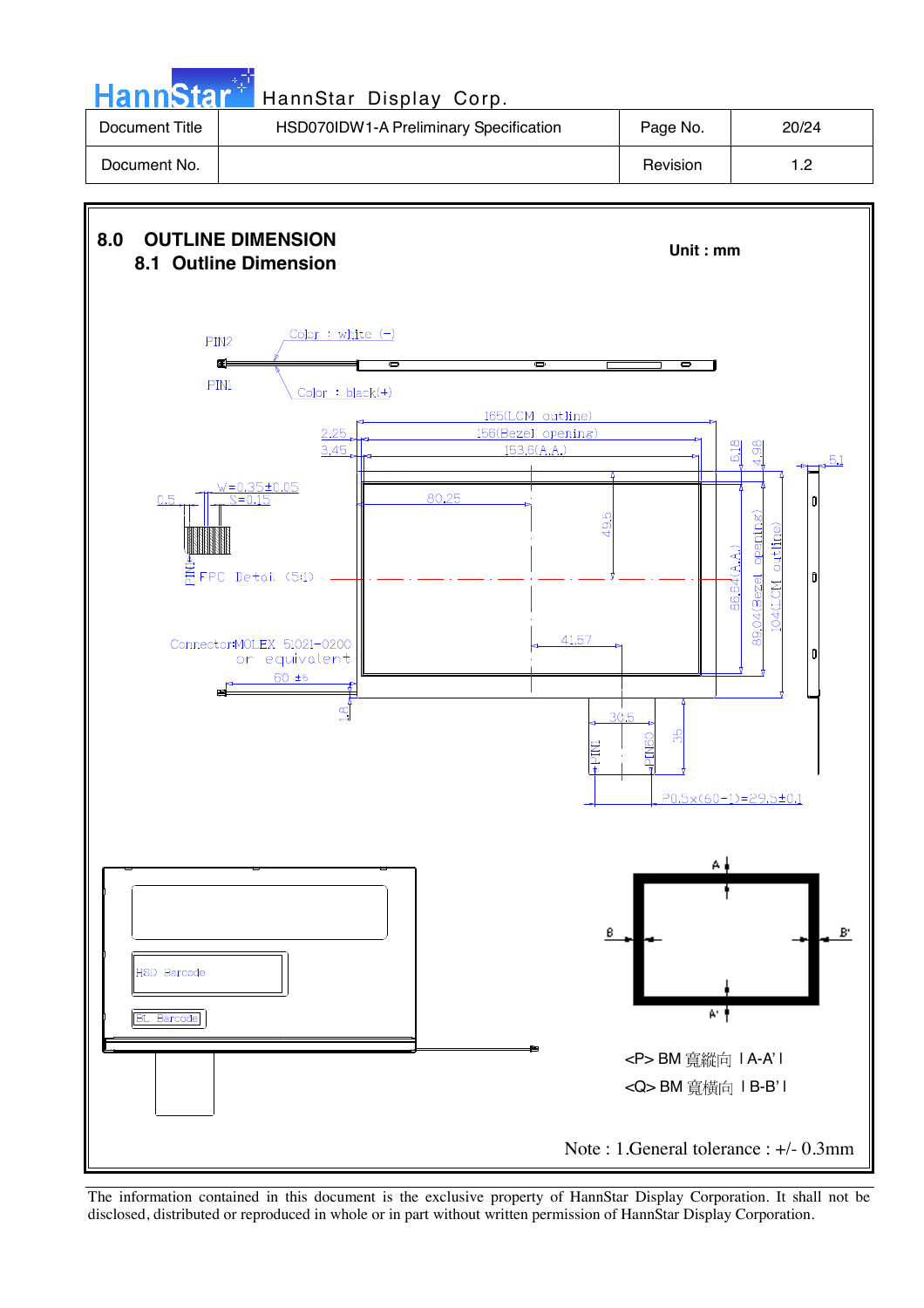## 8.0 OUTLINE DIMENSION

### 8.1 Outline Dimension

**Unit : mm**

PIN2

Color : white (-)

PIN1

Color : black(+)

165(LCM outline)

156(Bezel opening)

153.6(A.A.)

2.25

3.45

6.18

4.98

5.1

W=0.35±0.05

S=0.15

0.5

PIN1

FPC Detail (5:1)

80.25

49.5

86.64(A.A.)

89.04(Bezel opening)

104(LCM outline)

Connector:MOLEX 51021-0200 or equivalent

60 ±5

1.8

41.57

30.5

35

PIN1

PIN60

P0.5x(60-1)=29.5±0.1

HSD Barcode

BL Barcode

A

A'

B

B'

<P> BM 寬縱向 | A-A' |

<Q> BM 寬橫向 | B-B' |

Note : 1.General tolerance : +/- 0.3mm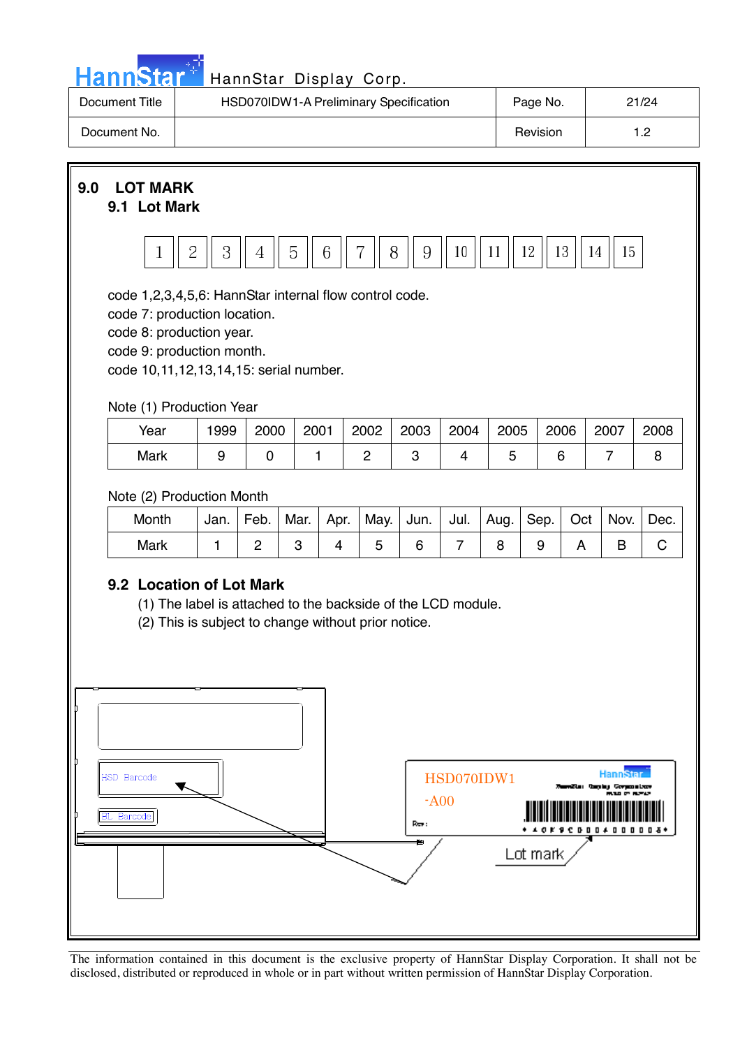## 9.0 LOT MARK

### 9.1 Lot Mark

| 1 | 2 | 3 | 4 | 5 | 6 | 7 | 8 | 9 | 10 | 11 | 12 | 13 | 14 | 15 |
|---|---|---|---|---|---|---|---|---|---|---|---|---|---|---|

code 1,2,3,4,5,6: HannStar internal flow control code.
code 7: production location.
code 8: production year.
code 9: production month.
code 10,11,12,13,14,15: serial number.

Note (1) Production Year

| Year | 1999 | 2000 | 2001 | 2002 | 2003 | 2004 | 2005 | 2006 | 2007 | 2008 |
|---|---|---|---|---|---|---|---|---|---|---|
| Mark | 9 | 0 | 1 | 2 | 3 | 4 | 5 | 6 | 7 | 8 |

Note (2) Production Month

| Month | Jan. | Feb. | Mar. | Apr. | May. | Jun. | Jul. | Aug. | Sep. | Oct | Nov. | Dec. |
|---|---|---|---|---|---|---|---|---|---|---|---|---|
| Mark | 1 | 2 | 3 | 4 | 5 | 6 | 7 | 8 | 9 | A | B | C |

### 9.2 Location of Lot Mark

(1) The label is attached to the backside of the LCD module.
(2) This is subject to change without prior notice.

HSD Barcode

BL Barcode

HSD070IDW1
-A00

Rev:

Lot mark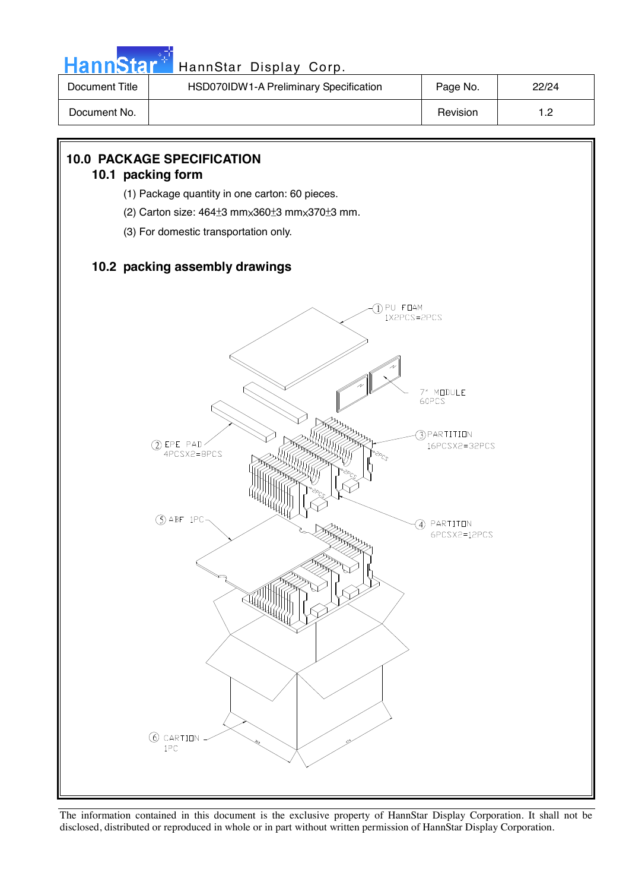# 10.0 PACKAGE SPECIFICATION

## 10.1 packing form

(1) Package quantity in one carton: 60 pieces.

(2) Carton size: 464±3 mm×360±3 mm×370±3 mm.

(3) For domestic transportation only.

## 10.2 packing assembly drawings

① PU FOAM 1X2PCS=2PCS

7" MODULE 60PCS

③ PARTITION 16PCSX2=32PCS

② EPE PAD 4PCSX2=8PCS

⑤ ABF 1PC

④ PARTITION 6PCSX2=12PCS

⑥ CARTION 1PC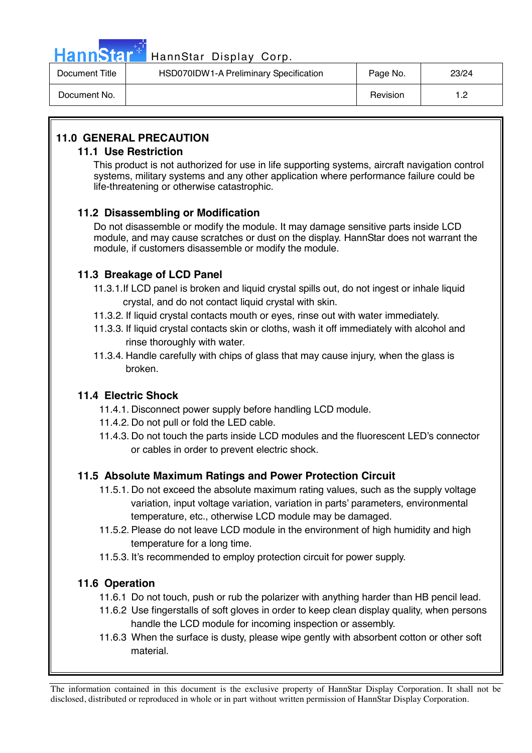## 11.0 GENERAL PRECAUTION

### 11.1 Use Restriction

This product is not authorized for use in life supporting systems, aircraft navigation control systems, military systems and any other application where performance failure could be life-threatening or otherwise catastrophic.

### 11.2 Disassembling or Modification

Do not disassemble or modify the module. It may damage sensitive parts inside LCD module, and may cause scratches or dust on the display. HannStar does not warrant the module, if customers disassemble or modify the module.

### 11.3 Breakage of LCD Panel

11.3.1.If LCD panel is broken and liquid crystal spills out, do not ingest or inhale liquid crystal, and do not contact liquid crystal with skin.

11.3.2. If liquid crystal contacts mouth or eyes, rinse out with water immediately.

11.3.3. If liquid crystal contacts skin or cloths, wash it off immediately with alcohol and rinse thoroughly with water.

11.3.4. Handle carefully with chips of glass that may cause injury, when the glass is broken.

### 11.4 Electric Shock

11.4.1. Disconnect power supply before handling LCD module.

11.4.2. Do not pull or fold the LED cable.

11.4.3. Do not touch the parts inside LCD modules and the fluorescent LED's connector or cables in order to prevent electric shock.

### 11.5 Absolute Maximum Ratings and Power Protection Circuit

11.5.1. Do not exceed the absolute maximum rating values, such as the supply voltage variation, input voltage variation, variation in parts' parameters, environmental temperature, etc., otherwise LCD module may be damaged.

11.5.2. Please do not leave LCD module in the environment of high humidity and high temperature for a long time.

11.5.3. It's recommended to employ protection circuit for power supply.

### 11.6 Operation

11.6.1 Do not touch, push or rub the polarizer with anything harder than HB pencil lead.

11.6.2 Use fingerstalls of soft gloves in order to keep clean display quality, when persons handle the LCD module for incoming inspection or assembly.

11.6.3 When the surface is dusty, please wipe gently with absorbent cotton or other soft material.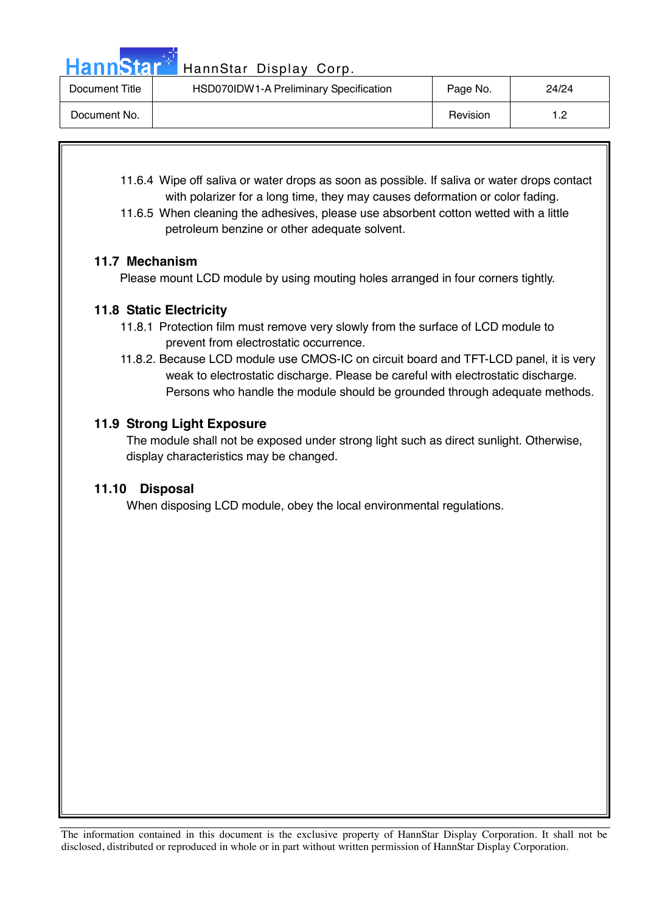11.6.4 Wipe off saliva or water drops as soon as possible. If saliva or water drops contact with polarizer for a long time, they may causes deformation or color fading.

11.6.5 When cleaning the adhesives, please use absorbent cotton wetted with a little petroleum benzine or other adequate solvent.

### 11.7 Mechanism

Please mount LCD module by using mouting holes arranged in four corners tightly.

### 11.8 Static Electricity

11.8.1 Protection film must remove very slowly from the surface of LCD module to prevent from electrostatic occurrence.

11.8.2. Because LCD module use CMOS-IC on circuit board and TFT-LCD panel, it is very weak to electrostatic discharge. Please be careful with electrostatic discharge. Persons who handle the module should be grounded through adequate methods.

### 11.9 Strong Light Exposure

The module shall not be exposed under strong light such as direct sunlight. Otherwise, display characteristics may be changed.

### 11.10 Disposal

When disposing LCD module, obey the local environmental regulations.